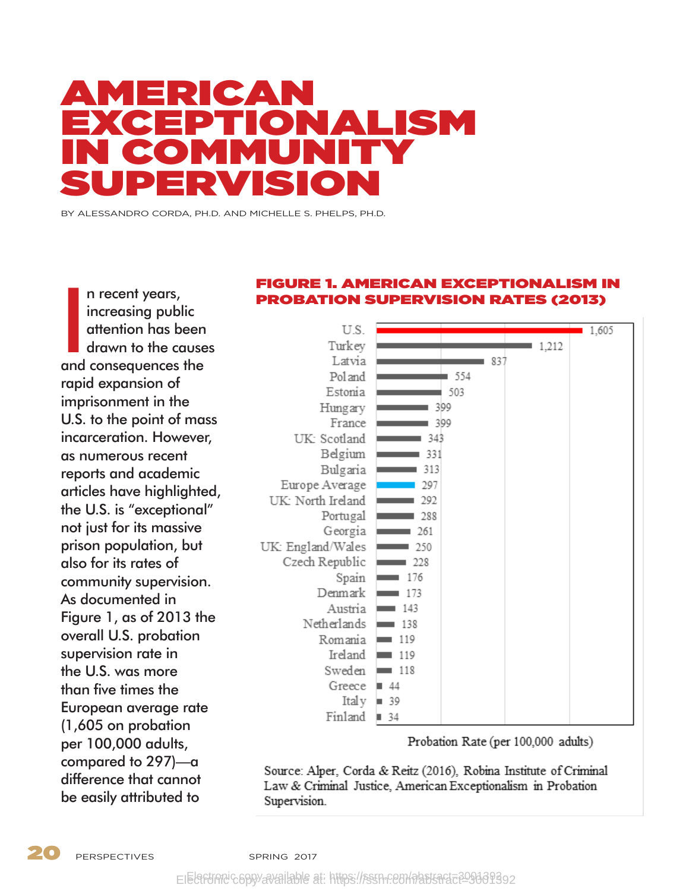# AMERICAN EXCEPTIONALISM IN COMMUNITY SUPERVISION

BY ALESSANDRO CORDA, PH.D. AND MICHELLE S. PHELPS, PH.D.

In recent years, increasing public attention has been drawn to the causes and consequences the rapid expansion of imprisonment in the U.S. to the point of mass incarceration. However, as numerous recent reports and academic articles have highlighted, the U.S. is "exceptional" not just for its massive prison population, but also for its rates of community supervision. As documented in Figure 1, as of 2013 the overall U.S. probation supervision rate in the U.S. was more than five times the European average rate (1,605 on probation per 100,000 adults, compared to 297)—a difference that cannot be easily attributed to

## FIGURE 1. AMERICAN EXCEPTIONALISM IN PROBATION SUPERVISION RATES (2013)

| Country | Probation Rate (per 100,000 adults) |
|---|---|
| U.S. | 1,605 |
| Turkey | 1,212 |
| Latvia | 837 |
| Poland | 554 |
| Estonia | 503 |
| Hungary | 399 |
| France | 399 |
| UK: Scotland | 343 |
| Belgium | 331 |
| Bulgaria | 313 |
| Europe Average | 297 |
| UK: North Ireland | 292 |
| Portugal | 288 |
| Georgia | 261 |
| UK: England/Wales | 250 |
| Czech Republic | 228 |
| Spain | 176 |
| Denmark | 173 |
| Austria | 143 |
| Netherlands | 138 |
| Romania | 119 |
| Ireland | 119 |
| Sweden | 118 |
| Greece | 44 |
| Italy | 39 |
| Finland | 34 |

Source: Alper, Corda & Reitz (2016), Robina Institute of Criminal Law & Criminal Justice, American Exceptionalism in Probation Supervision.

Electronic copy available at: https://ssrn.com/abstract=3001392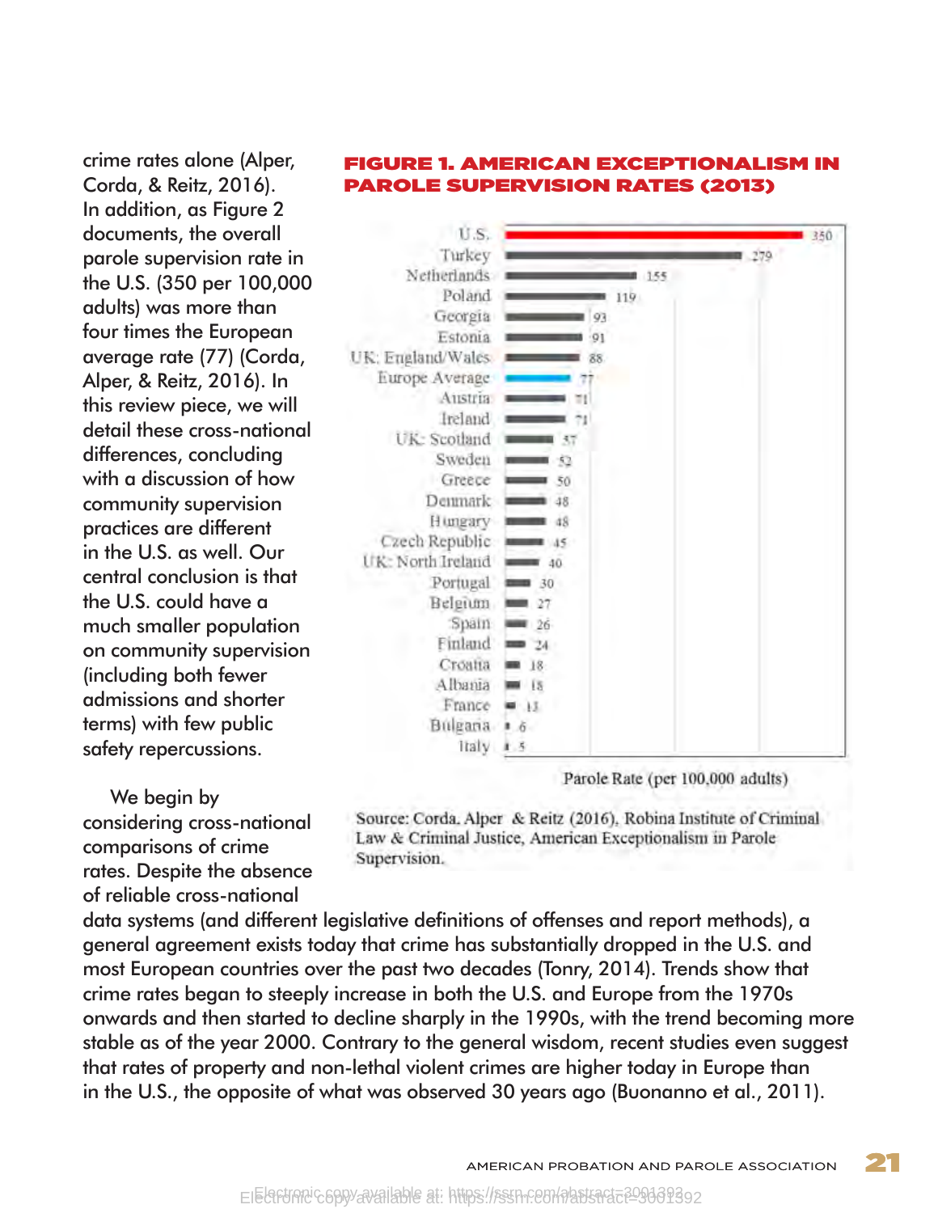crime rates alone (Alper, Corda, & Reitz, 2016). In addition, as Figure 2 documents, the overall parole supervision rate in the U.S. (350 per 100,000 adults) was more than four times the European average rate (77) (Corda, Alper, & Reitz, 2016). In this review piece, we will detail these cross-national differences, concluding with a discussion of how community supervision practices are different in the U.S. as well. Our central conclusion is that the U.S. could have a much smaller population on community supervision (including both fewer admissions and shorter terms) with few public safety repercussions.

**FIGURE 1. AMERICAN EXCEPTIONALISM IN PAROLE SUPERVISION RATES (2013)**

| Country | Parole Rate (per 100,000 adults) |
|---|---|
| U.S. | 350 |
| Turkey | 279 |
| Netherlands | 155 |
| Poland | 119 |
| Georgia | 93 |
| Estonia | 91 |
| UK: England/Wales | 88 |
| Europe Average | 77 |
| Austria | 71 |
| Ireland | 71 |
| UK: Scotland | 57 |
| Sweden | 52 |
| Greece | 50 |
| Denmark | 48 |
| Hungary | 48 |
| Czech Republic | 45 |
| UK: North Ireland | 40 |
| Portugal | 30 |
| Belgium | 27 |
| Spain | 26 |
| Finland | 24 |
| Croatia | 18 |
| Albania | 18 |
| France | 13 |
| Bulgaria | 6 |
| Italy | 5 |

Parole Rate (per 100,000 adults)

Source: Corda, Alper & Reitz (2016), Robina Institute of Criminal Law & Criminal Justice, American Exceptionalism in Parole Supervision.

We begin by considering cross-national comparisons of crime rates. Despite the absence of reliable cross-national data systems (and different legislative definitions of offenses and report methods), a general agreement exists today that crime has substantially dropped in the U.S. and most European countries over the past two decades (Tonry, 2014). Trends show that crime rates began to steeply increase in both the U.S. and Europe from the 1970s onwards and then started to decline sharply in the 1990s, with the trend becoming more stable as of the year 2000. Contrary to the general wisdom, recent studies even suggest that rates of property and non-lethal violent crimes are higher today in Europe than in the U.S., the opposite of what was observed 30 years ago (Buonanno et al., 2011).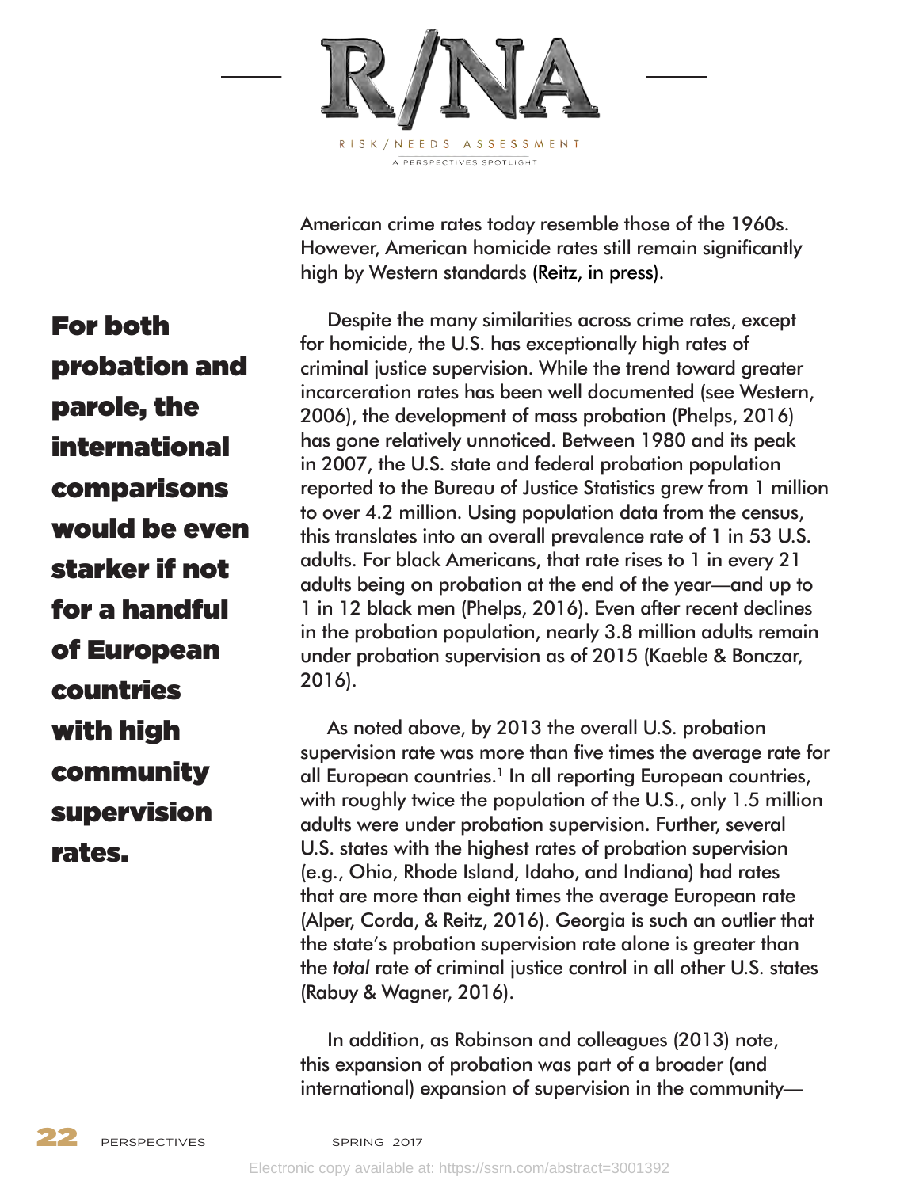American crime rates today resemble those of the 1960s. However, American homicide rates still remain significantly high by Western standards (Reitz, in press).

**For both probation and parole, the international comparisons would be even starker if not for a handful of European countries with high community supervision rates.**

Despite the many similarities across crime rates, except for homicide, the U.S. has exceptionally high rates of criminal justice supervision. While the trend toward greater incarceration rates has been well documented (see Western, 2006), the development of mass probation (Phelps, 2016) has gone relatively unnoticed. Between 1980 and its peak in 2007, the U.S. state and federal probation population reported to the Bureau of Justice Statistics grew from 1 million to over 4.2 million. Using population data from the census, this translates into an overall prevalence rate of 1 in 53 U.S. adults. For black Americans, that rate rises to 1 in every 21 adults being on probation at the end of the year—and up to 1 in 12 black men (Phelps, 2016). Even after recent declines in the probation population, nearly 3.8 million adults remain under probation supervision as of 2015 (Kaeble & Bonczar, 2016).

As noted above, by 2013 the overall U.S. probation supervision rate was more than five times the average rate for all European countries.[1] In all reporting European countries, with roughly twice the population of the U.S., only 1.5 million adults were under probation supervision. Further, several U.S. states with the highest rates of probation supervision (e.g., Ohio, Rhode Island, Idaho, and Indiana) had rates that are more than eight times the average European rate (Alper, Corda, & Reitz, 2016). Georgia is such an outlier that the state's probation supervision rate alone is greater than the *total* rate of criminal justice control in all other U.S. states (Rabuy & Wagner, 2016).

In addition, as Robinson and colleagues (2013) note, this expansion of probation was part of a broader (and international) expansion of supervision in the community—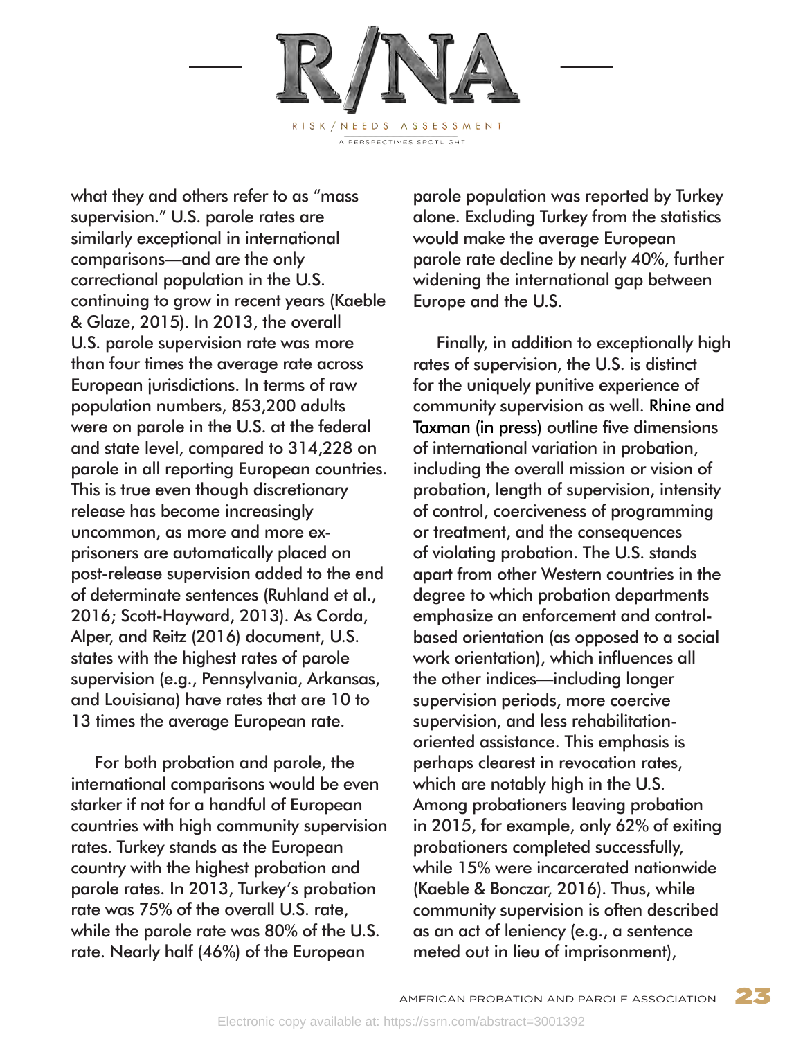what they and others refer to as "mass supervision." U.S. parole rates are similarly exceptional in international comparisons—and are the only correctional population in the U.S. continuing to grow in recent years (Kaeble & Glaze, 2015). In 2013, the overall U.S. parole supervision rate was more than four times the average rate across European jurisdictions. In terms of raw population numbers, 853,200 adults were on parole in the U.S. at the federal and state level, compared to 314,228 on parole in all reporting European countries. This is true even though discretionary release has become increasingly uncommon, as more and more ex-prisoners are automatically placed on post-release supervision added to the end of determinate sentences (Ruhland et al., 2016; Scott-Hayward, 2013). As Corda, Alper, and Reitz (2016) document, U.S. states with the highest rates of parole supervision (e.g., Pennsylvania, Arkansas, and Louisiana) have rates that are 10 to 13 times the average European rate.

For both probation and parole, the international comparisons would be even starker if not for a handful of European countries with high community supervision rates. Turkey stands as the European country with the highest probation and parole rates. In 2013, Turkey's probation rate was 75% of the overall U.S. rate, while the parole rate was 80% of the U.S. rate. Nearly half (46%) of the European parole population was reported by Turkey alone. Excluding Turkey from the statistics would make the average European parole rate decline by nearly 40%, further widening the international gap between Europe and the U.S.

Finally, in addition to exceptionally high rates of supervision, the U.S. is distinct for the uniquely punitive experience of community supervision as well. Rhine and Taxman (in press) outline five dimensions of international variation in probation, including the overall mission or vision of probation, length of supervision, intensity of control, coerciveness of programming or treatment, and the consequences of violating probation. The U.S. stands apart from other Western countries in the degree to which probation departments emphasize an enforcement and control-based orientation (as opposed to a social work orientation), which influences all the other indices—including longer supervision periods, more coercive supervision, and less rehabilitation-oriented assistance. This emphasis is perhaps clearest in revocation rates, which are notably high in the U.S. Among probationers leaving probation in 2015, for example, only 62% of exiting probationers completed successfully, while 15% were incarcerated nationwide (Kaeble & Bonczar, 2016). Thus, while community supervision is often described as an act of leniency (e.g., a sentence meted out in lieu of imprisonment),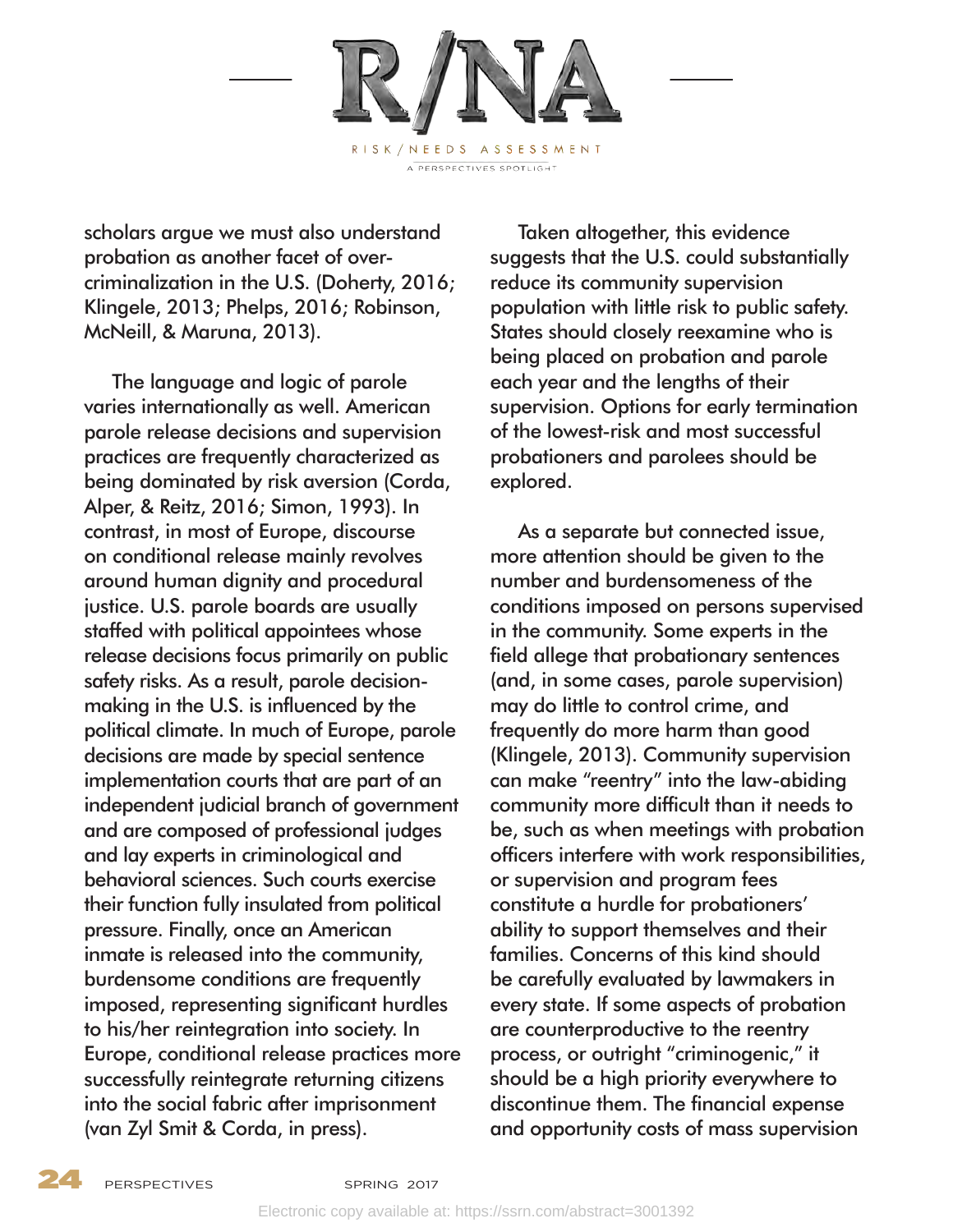scholars argue we must also understand probation as another facet of over-criminalization in the U.S. (Doherty, 2016; Klingele, 2013; Phelps, 2016; Robinson, McNeill, & Maruna, 2013).

The language and logic of parole varies internationally as well. American parole release decisions and supervision practices are frequently characterized as being dominated by risk aversion (Corda, Alper, & Reitz, 2016; Simon, 1993). In contrast, in most of Europe, discourse on conditional release mainly revolves around human dignity and procedural justice. U.S. parole boards are usually staffed with political appointees whose release decisions focus primarily on public safety risks. As a result, parole decision-making in the U.S. is influenced by the political climate. In much of Europe, parole decisions are made by special sentence implementation courts that are part of an independent judicial branch of government and are composed of professional judges and lay experts in criminological and behavioral sciences. Such courts exercise their function fully insulated from political pressure. Finally, once an American inmate is released into the community, burdensome conditions are frequently imposed, representing significant hurdles to his/her reintegration into society. In Europe, conditional release practices more successfully reintegrate returning citizens into the social fabric after imprisonment (van Zyl Smit & Corda, in press).

Taken altogether, this evidence suggests that the U.S. could substantially reduce its community supervision population with little risk to public safety. States should closely reexamine who is being placed on probation and parole each year and the lengths of their supervision. Options for early termination of the lowest-risk and most successful probationers and parolees should be explored.

As a separate but connected issue, more attention should be given to the number and burdensomeness of the conditions imposed on persons supervised in the community. Some experts in the field allege that probationary sentences (and, in some cases, parole supervision) may do little to control crime, and frequently do more harm than good (Klingele, 2013). Community supervision can make "reentry" into the law-abiding community more difficult than it needs to be, such as when meetings with probation officers interfere with work responsibilities, or supervision and program fees constitute a hurdle for probationers' ability to support themselves and their families. Concerns of this kind should be carefully evaluated by lawmakers in every state. If some aspects of probation are counterproductive to the reentry process, or outright "criminogenic," it should be a high priority everywhere to discontinue them. The financial expense and opportunity costs of mass supervision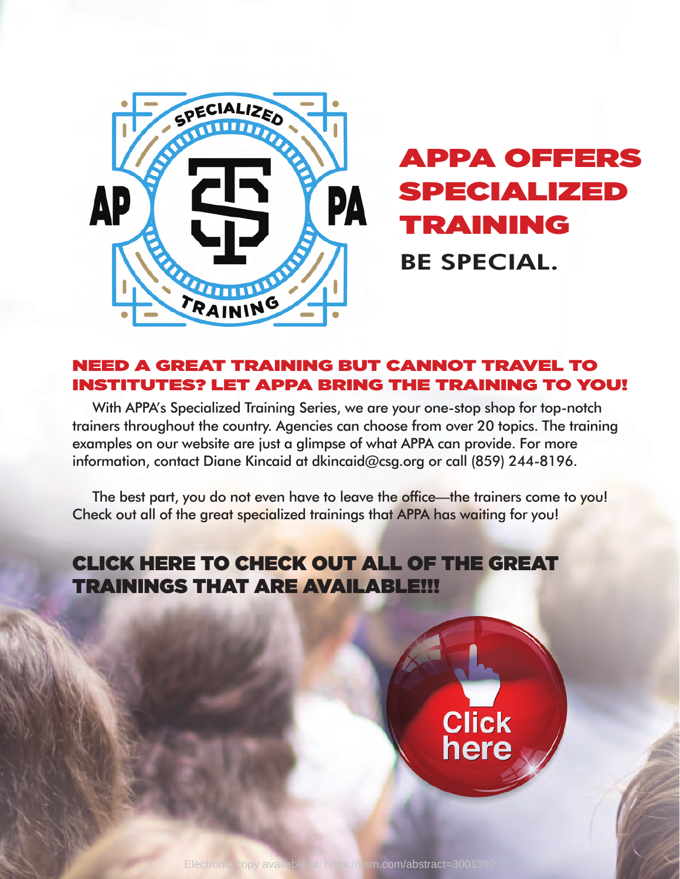# APPA OFFERS SPECIALIZED TRAINING

**BE SPECIAL.**

## NEED A GREAT TRAINING BUT CANNOT TRAVEL TO INSTITUTES? LET APPA BRING THE TRAINING TO YOU!

With APPA's Specialized Training Series, we are your one-stop shop for top-notch trainers throughout the country. Agencies can choose from over 20 topics. The training examples on our website are just a glimpse of what APPA can provide. For more information, contact Diane Kincaid at dkincaid@csg.org or call (859) 244-8196.

The best part, you do not even have to leave the office—the trainers come to you! Check out all of the great specialized trainings that APPA has waiting for you!

## CLICK HERE TO CHECK OUT ALL OF THE GREAT TRAININGS THAT ARE AVAILABLE!!!

Click here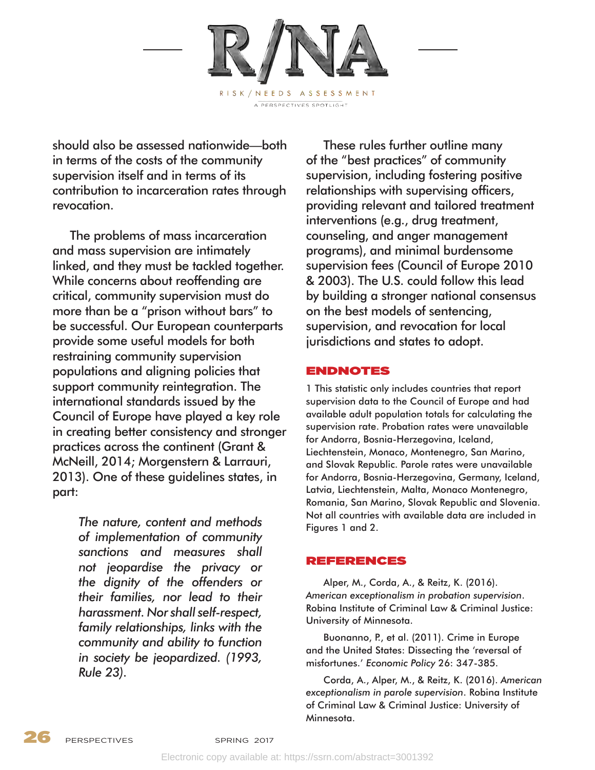should also be assessed nationwide—both in terms of the costs of the community supervision itself and in terms of its contribution to incarceration rates through revocation.

The problems of mass incarceration and mass supervision are intimately linked, and they must be tackled together. While concerns about reoffending are critical, community supervision must do more than be a "prison without bars" to be successful. Our European counterparts provide some useful models for both restraining community supervision populations and aligning policies that support community reintegration. The international standards issued by the Council of Europe have played a key role in creating better consistency and stronger practices across the continent (Grant & McNeill, 2014; Morgenstern & Larrauri, 2013). One of these guidelines states, in part:

> *The nature, content and methods of implementation of community sanctions and measures shall not jeopardise the privacy or the dignity of the offenders or their families, nor lead to their harassment. Nor shall self-respect, family relationships, links with the community and ability to function in society be jeopardized. (1993, Rule 23).*

These rules further outline many of the "best practices" of community supervision, including fostering positive relationships with supervising officers, providing relevant and tailored treatment interventions (e.g., drug treatment, counseling, and anger management programs), and minimal burdensome supervision fees (Council of Europe 2010 & 2003). The U.S. could follow this lead by building a stronger national consensus on the best models of sentencing, supervision, and revocation for local jurisdictions and states to adopt.

## ENDNOTES

1 This statistic only includes countries that report supervision data to the Council of Europe and had available adult population totals for calculating the supervision rate. Probation rates were unavailable for Andorra, Bosnia-Herzegovina, Iceland, Liechtenstein, Monaco, Montenegro, San Marino, and Slovak Republic. Parole rates were unavailable for Andorra, Bosnia-Herzegovina, Germany, Iceland, Latvia, Liechtenstein, Malta, Monaco Montenegro, Romania, San Marino, Slovak Republic and Slovenia. Not all countries with available data are included in Figures 1 and 2.

## REFERENCES

Alper, M., Corda, A., & Reitz, K. (2016). *American exceptionalism in probation supervision*. Robina Institute of Criminal Law & Criminal Justice: University of Minnesota.

Buonanno, P., et al. (2011). Crime in Europe and the United States: Dissecting the 'reversal of misfortunes.' *Economic Policy* 26: 347-385.

Corda, A., Alper, M., & Reitz, K. (2016). *American exceptionalism in parole supervision*. Robina Institute of Criminal Law & Criminal Justice: University of Minnesota.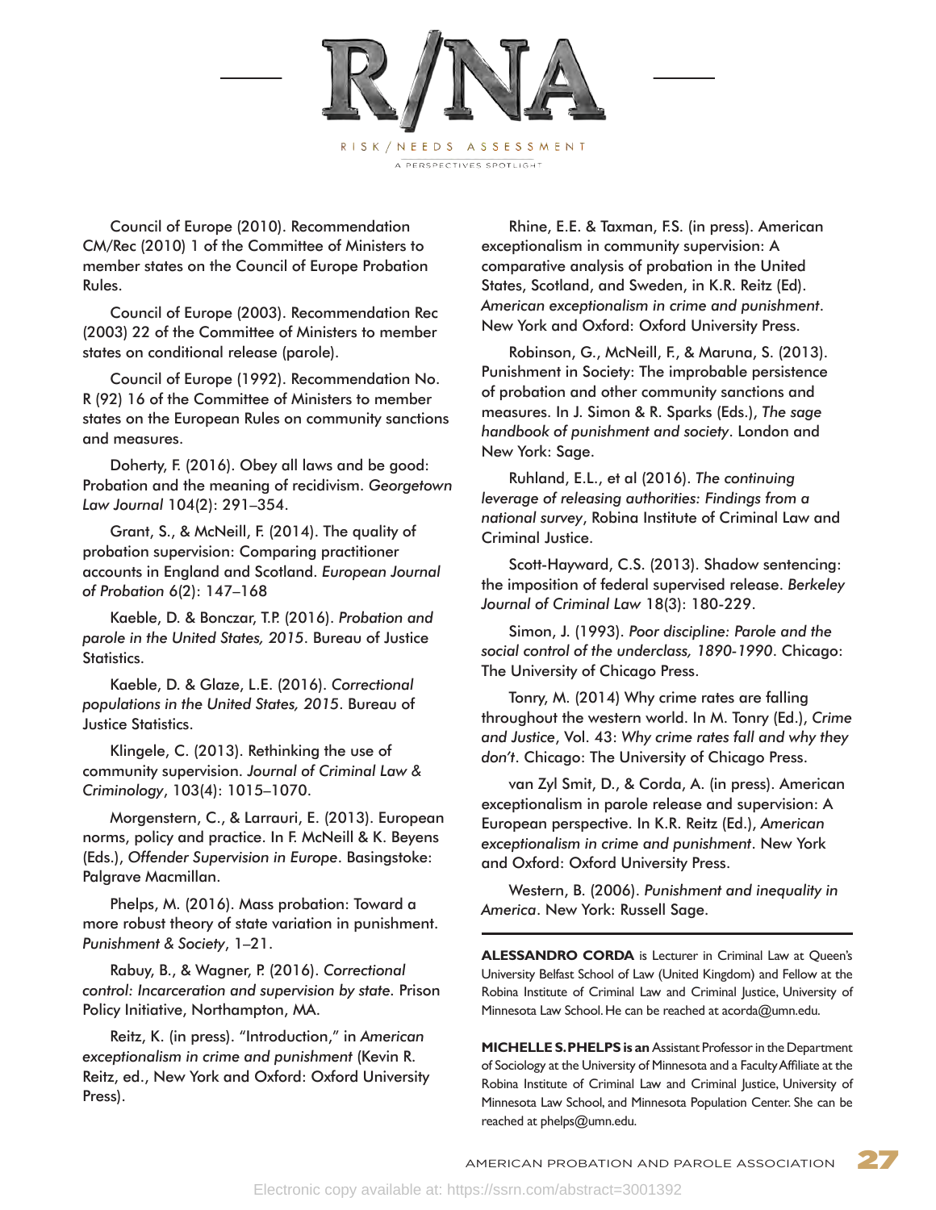Council of Europe (2010). Recommendation CM/Rec (2010) 1 of the Committee of Ministers to member states on the Council of Europe Probation Rules.

Council of Europe (2003). Recommendation Rec (2003) 22 of the Committee of Ministers to member states on conditional release (parole).

Council of Europe (1992). Recommendation No. R (92) 16 of the Committee of Ministers to member states on the European Rules on community sanctions and measures.

Doherty, F. (2016). Obey all laws and be good: Probation and the meaning of recidivism. *Georgetown Law Journal* 104(2): 291–354.

Grant, S., & McNeill, F. (2014). The quality of probation supervision: Comparing practitioner accounts in England and Scotland. *European Journal of Probation* 6(2): 147–168

Kaeble, D. & Bonczar, T.P. (2016). *Probation and parole in the United States, 2015*. Bureau of Justice Statistics.

Kaeble, D. & Glaze, L.E. (2016). *Correctional populations in the United States, 2015*. Bureau of Justice Statistics.

Klingele, C. (2013). Rethinking the use of community supervision. *Journal of Criminal Law & Criminology*, 103(4): 1015–1070.

Morgenstern, C., & Larrauri, E. (2013). European norms, policy and practice. In F. McNeill & K. Beyens (Eds.), *Offender Supervision in Europe*. Basingstoke: Palgrave Macmillan.

Phelps, M. (2016). Mass probation: Toward a more robust theory of state variation in punishment. *Punishment & Society*, 1–21.

Rabuy, B., & Wagner, P. (2016). *Correctional control: Incarceration and supervision by state*. Prison Policy Initiative, Northampton, MA.

Reitz, K. (in press). "Introduction," in *American exceptionalism in crime and punishment* (Kevin R. Reitz, ed., New York and Oxford: Oxford University Press).

Rhine, E.E. & Taxman, F.S. (in press). American exceptionalism in community supervision: A comparative analysis of probation in the United States, Scotland, and Sweden, in K.R. Reitz (Ed). *American exceptionalism in crime and punishment*. New York and Oxford: Oxford University Press.

Robinson, G., McNeill, F., & Maruna, S. (2013). Punishment in Society: The improbable persistence of probation and other community sanctions and measures. In J. Simon & R. Sparks (Eds.), *The sage handbook of punishment and society*. London and New York: Sage.

Ruhland, E.L., et al (2016). *The continuing leverage of releasing authorities: Findings from a national survey*, Robina Institute of Criminal Law and Criminal Justice.

Scott-Hayward, C.S. (2013). Shadow sentencing: the imposition of federal supervised release. *Berkeley Journal of Criminal Law* 18(3): 180-229.

Simon, J. (1993). *Poor discipline: Parole and the social control of the underclass, 1890-1990*. Chicago: The University of Chicago Press.

Tonry, M. (2014) Why crime rates are falling throughout the western world. In M. Tonry (Ed.), *Crime and Justice*, Vol. 43: *Why crime rates fall and why they don't*. Chicago: The University of Chicago Press.

van Zyl Smit, D., & Corda, A. (in press). American exceptionalism in parole release and supervision: A European perspective. In K.R. Reitz (Ed.), *American exceptionalism in crime and punishment*. New York and Oxford: Oxford University Press.

Western, B. (2006). *Punishment and inequality in America*. New York: Russell Sage.

---

**ALESSANDRO CORDA** is Lecturer in Criminal Law at Queen's University Belfast School of Law (United Kingdom) and Fellow at the Robina Institute of Criminal Law and Criminal Justice, University of Minnesota Law School. He can be reached at acorda@umn.edu.

**MICHELLE S. PHELPS is an** Assistant Professor in the Department of Sociology at the University of Minnesota and a Faculty Affiliate at the Robina Institute of Criminal Law and Criminal Justice, University of Minnesota Law School, and Minnesota Population Center. She can be reached at phelps@umn.edu.